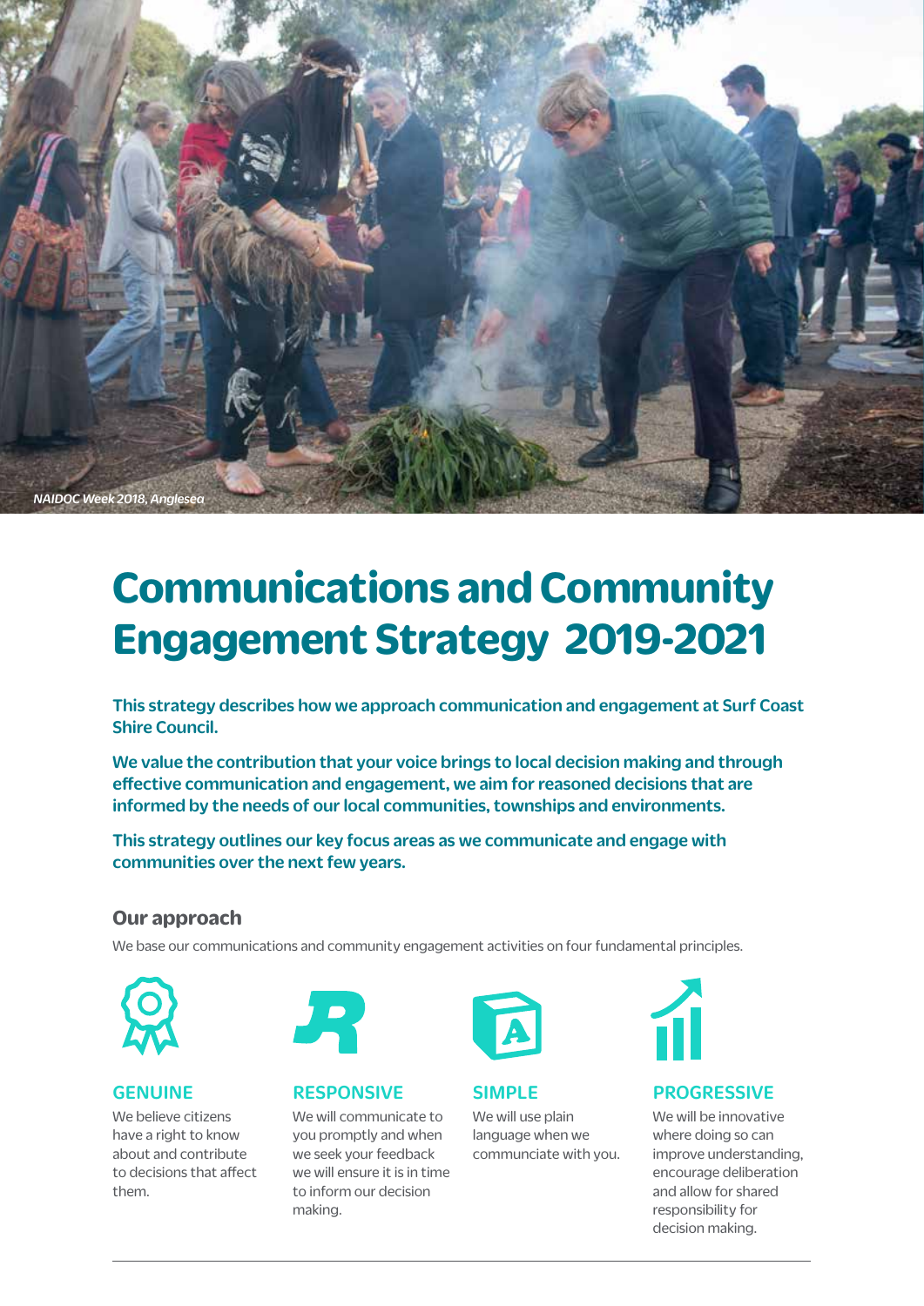*NAIDOC Week 2018, Anglesea*

# Communications and Community Engagement Strategy 2019-2021

**This strategy describes how we approach communication and engagement at Surf Coast Shire Council.**

**We value the contribution that your voice brings to local decision making and through effective communication and engagement, we aim for reasoned decisions that are informed by the needs of our local communities, townships and environments.**

**This strategy outlines our key focus areas as we communicate and engage with communities over the next few years.**

## Our approach

We base our communications and community engagement activities on four fundamental principles.

### GENUINE

We believe citizens have a right to know about and contribute to decisions that affect them.

### RESPONSIVE

We will communicate to you promptly and when we seek your feedback we will ensure it is in time to inform our decision making.

### SIMPLE

We will use plain language when we communciate with you.

### PROGRESSIVE

We will be innovative where doing so can improve understanding, encourage deliberation and allow for shared responsibility for decision making.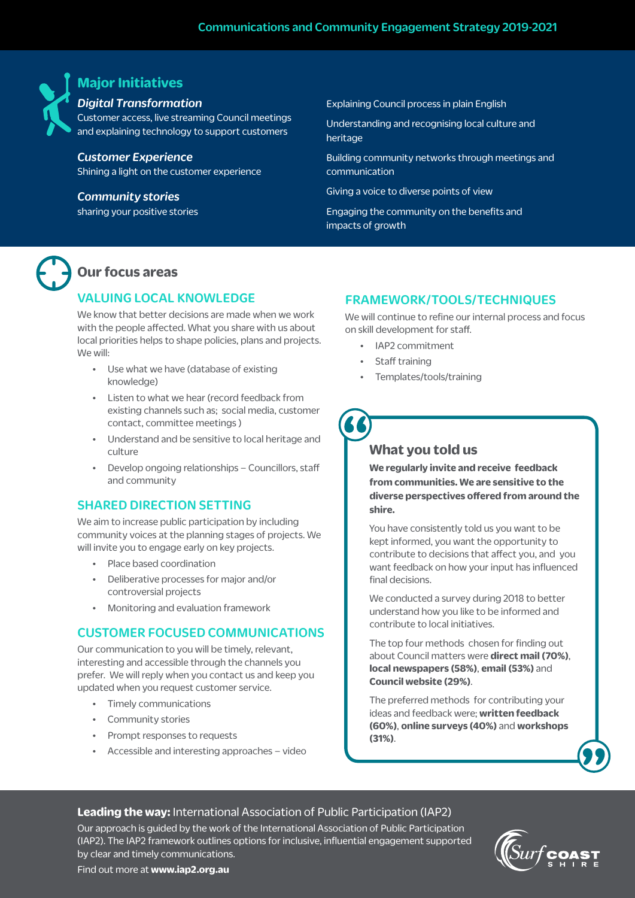## Major Initiatives

### *Digital Transformation*

Customer access, live streaming Council meetings and explaining technology to support customers

### *Customer Experience*

Shining a light on the customer experience

### *Community stories*

sharing your positive stories

Explaining Council process in plain English

Understanding and recognising local culture and heritage

Building community networks through meetings and communication

Giving a voice to diverse points of view

Engaging the community on the benefits and impacts of growth

## Our focus areas

### VALUING LOCAL KNOWLEDGE

We know that better decisions are made when we work with the people affected. What you share with us about local priorities helps to shape policies, plans and projects. We will:

- Use what we have (database of existing knowledge)
- Listen to what we hear (record feedback from existing channels such as; social media, customer contact, committee meetings )
- Understand and be sensitive to local heritage and culture
- Develop ongoing relationships – Councillors, staff and community

### SHARED DIRECTION SETTING

We aim to increase public participation by including community voices at the planning stages of projects. We will invite you to engage early on key projects.

- Place based coordination
- Deliberative processes for major and/or controversial projects
- Monitoring and evaluation framework

### CUSTOMER FOCUSED COMMUNICATIONS

Our communication to you will be timely, relevant, interesting and accessible through the channels you prefer. We will reply when you contact us and keep you updated when you request customer service.

- Timely communications
- Community stories
- Prompt responses to requests
- Accessible and interesting approaches – video

### FRAMEWORK/TOOLS/TECHNIQUES

We will continue to refine our internal process and focus on skill development for staff.

- IAP2 commitment
- Staff training
- Templates/tools/training

### What you told us

**We regularly invite and receive feedback from communities. We are sensitive to the diverse perspectives offered from around the shire.**

You have consistently told us you want to be kept informed, you want the opportunity to contribute to decisions that affect you, and you want feedback on how your input has influenced final decisions.

We conducted a survey during 2018 to better understand how you like to be informed and contribute to local initiatives.

The top four methods chosen for finding out about Council matters were **direct mail (70%)**, **local newspapers (58%)**, **email (53%)** and **Council website (29%)**.

The preferred methods for contributing your ideas and feedback were; **written feedback (60%)**, **online surveys (40%)** and **workshops (31%)**.

**Leading the way:** International Association of Public Participation (IAP2)

Our approach is guided by the work of the International Association of Public Participation (IAP2). The IAP2 framework outlines options for inclusive, influential engagement supported by clear and timely communications.

Find out more at **www.iap2.org.au**